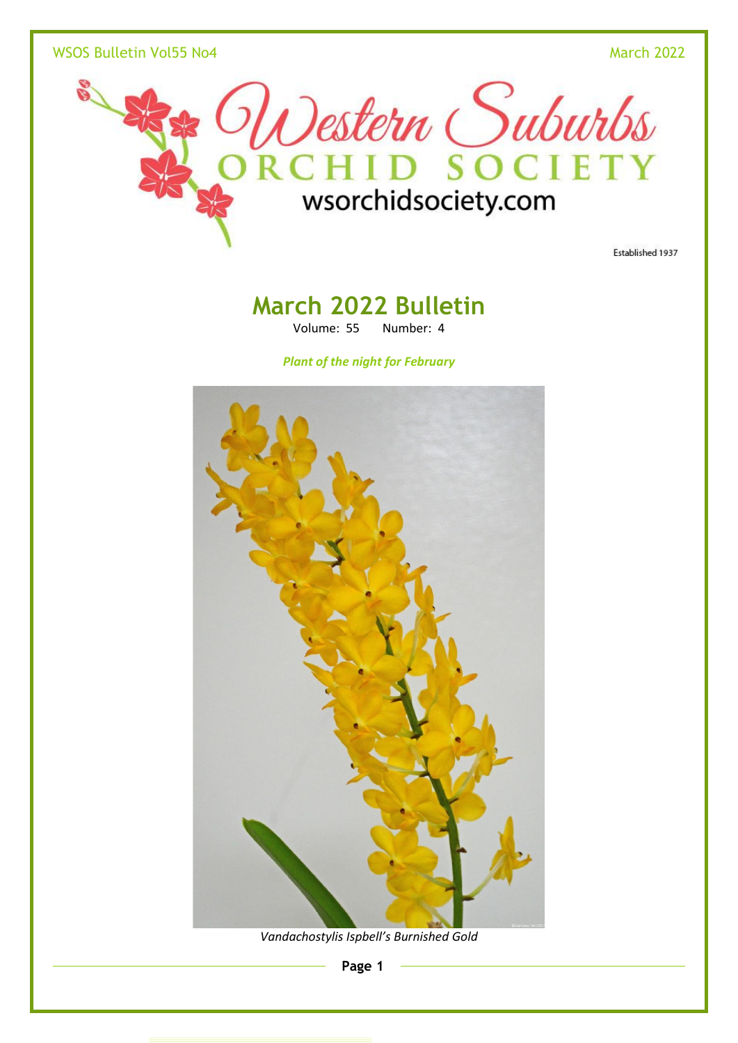# Western Suburbs Orchid Society

wsorchidsociety.com

Established 1937

## March 2022 Bulletin

Volume: 55 Number: 4

*Plant of the night for February*

*Vandachostylis Ispbell's Burnished Gold*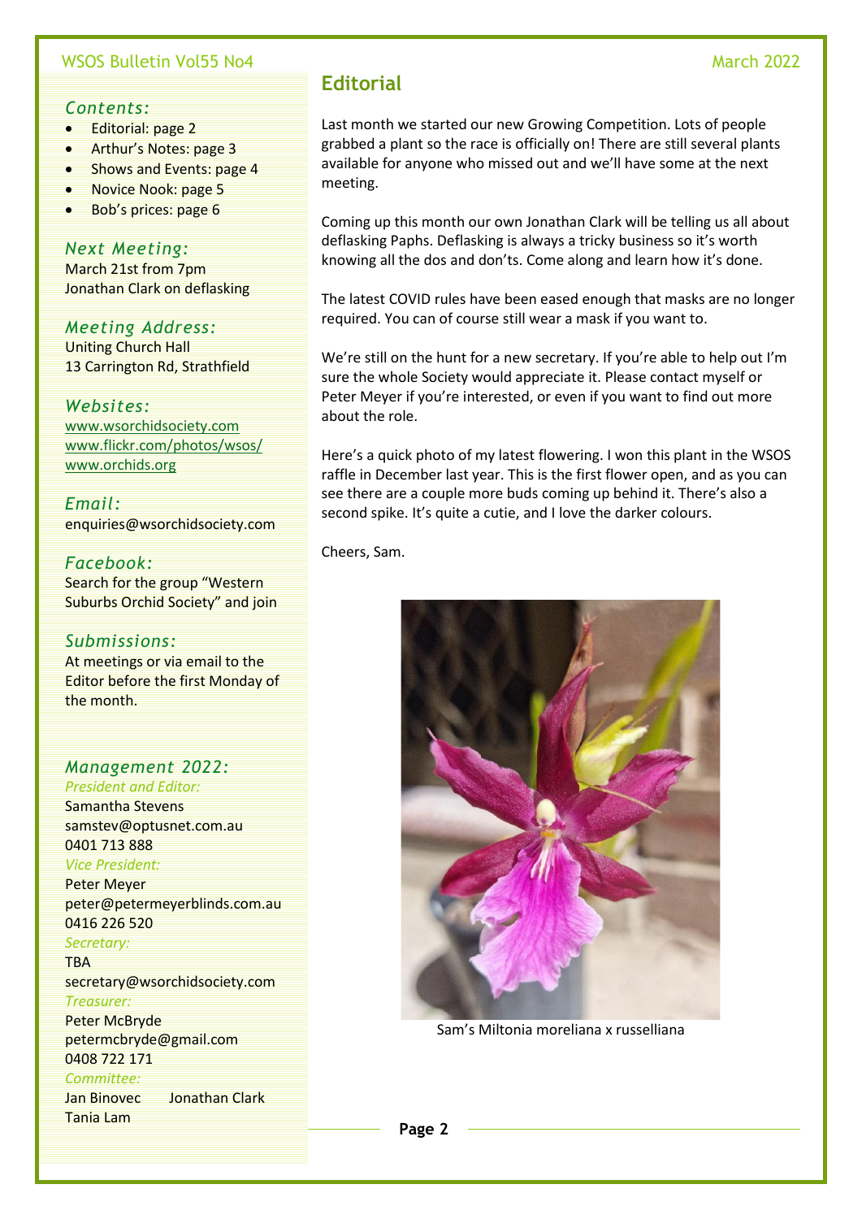## Contents:

- Editorial: page 2
- Arthur's Notes: page 3
- Shows and Events: page 4
- Novice Nook: page 5
- Bob's prices: page 6

### Next Meeting:

March 21st from 7pm
Jonathan Clark on deflasking

### Meeting Address:

Uniting Church Hall
13 Carrington Rd, Strathfield

### Websites:

www.wsorchidsociety.com
www.flickr.com/photos/wsos/
www.orchids.org

### Email:

enquiries@wsorchidsociety.com

### Facebook:

Search for the group "Western Suburbs Orchid Society" and join

### Submissions:

At meetings or via email to the Editor before the first Monday of the month.

### Management 2022:

*President and Editor:*
Samantha Stevens
samstev@optusnet.com.au
0401 713 888

*Vice President:*
Peter Meyer
peter@petermeyerblinds.com.au
0416 226 520

*Secretary:*
TBA
secretary@wsorchidsociety.com

*Treasurer:*
Peter McBryde
petermcbryde@gmail.com
0408 722 171

*Committee:*
Jan Binovec
Jonathan Clark
Tania Lam

# Editorial

Last month we started our new Growing Competition. Lots of people grabbed a plant so the race is officially on! There are still several plants available for anyone who missed out and we'll have some at the next meeting.

Coming up this month our own Jonathan Clark will be telling us all about deflasking Paphs. Deflasking is always a tricky business so it's worth knowing all the dos and don'ts. Come along and learn how it's done.

The latest COVID rules have been eased enough that masks are no longer required. You can of course still wear a mask if you want to.

We're still on the hunt for a new secretary. If you're able to help out I'm sure the whole Society would appreciate it. Please contact myself or Peter Meyer if you're interested, or even if you want to find out more about the role.

Here's a quick photo of my latest flowering. I won this plant in the WSOS raffle in December last year. This is the first flower open, and as you can see there are a couple more buds coming up behind it. There's also a second spike. It's quite a cutie, and I love the darker colours.

Cheers, Sam.

Sam's Miltonia moreliana x russelliana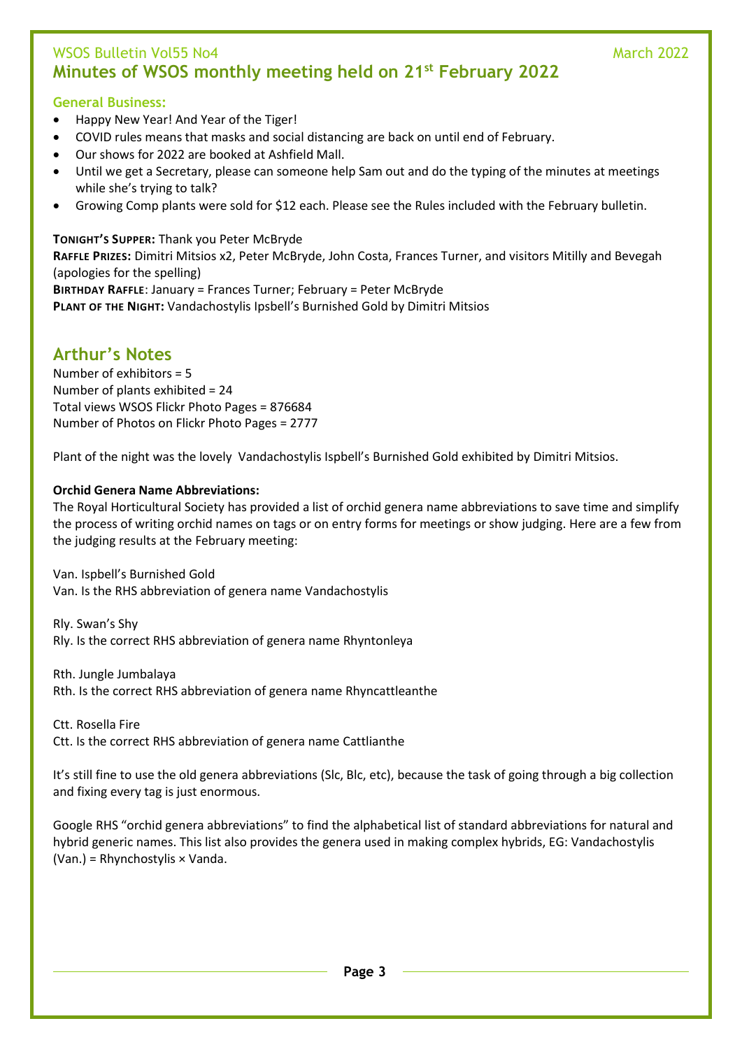# Minutes of WSOS monthly meeting held on 21st February 2022

### General Business:

- Happy New Year! And Year of the Tiger!
- COVID rules means that masks and social distancing are back on until end of February.
- Our shows for 2022 are booked at Ashfield Mall.
- Until we get a Secretary, please can someone help Sam out and do the typing of the minutes at meetings while she's trying to talk?
- Growing Comp plants were sold for $12 each. Please see the Rules included with the February bulletin.

**TONIGHT'S SUPPER:** Thank you Peter McBryde
**RAFFLE PRIZES:** Dimitri Mitsios x2, Peter McBryde, John Costa, Frances Turner, and visitors Mitilly and Bevegah (apologies for the spelling)
**BIRTHDAY RAFFLE**: January = Frances Turner; February = Peter McBryde
**PLANT OF THE NIGHT:** Vandachostylis Ipsbell's Burnished Gold by Dimitri Mitsios

## Arthur's Notes

Number of exhibitors = 5
Number of plants exhibited = 24
Total views WSOS Flickr Photo Pages = 876684
Number of Photos on Flickr Photo Pages = 2777

Plant of the night was the lovely Vandachostylis Ispbell's Burnished Gold exhibited by Dimitri Mitsios.

**Orchid Genera Name Abbreviations:**
The Royal Horticultural Society has provided a list of orchid genera name abbreviations to save time and simplify the process of writing orchid names on tags or on entry forms for meetings or show judging. Here are a few from the judging results at the February meeting:

Van. Ispbell's Burnished Gold
Van. Is the RHS abbreviation of genera name Vandachostylis

Rly. Swan's Shy
Rly. Is the correct RHS abbreviation of genera name Rhyntonleya

Rth. Jungle Jumbalaya
Rth. Is the correct RHS abbreviation of genera name Rhyncattleanthe

Ctt. Rosella Fire
Ctt. Is the correct RHS abbreviation of genera name Cattlianthe

It's still fine to use the old genera abbreviations (Slc, Blc, etc), because the task of going through a big collection and fixing every tag is just enormous.

Google RHS "orchid genera abbreviations" to find the alphabetical list of standard abbreviations for natural and hybrid generic names. This list also provides the genera used in making complex hybrids, EG: Vandachostylis (Van.) = Rhynchostylis × Vanda.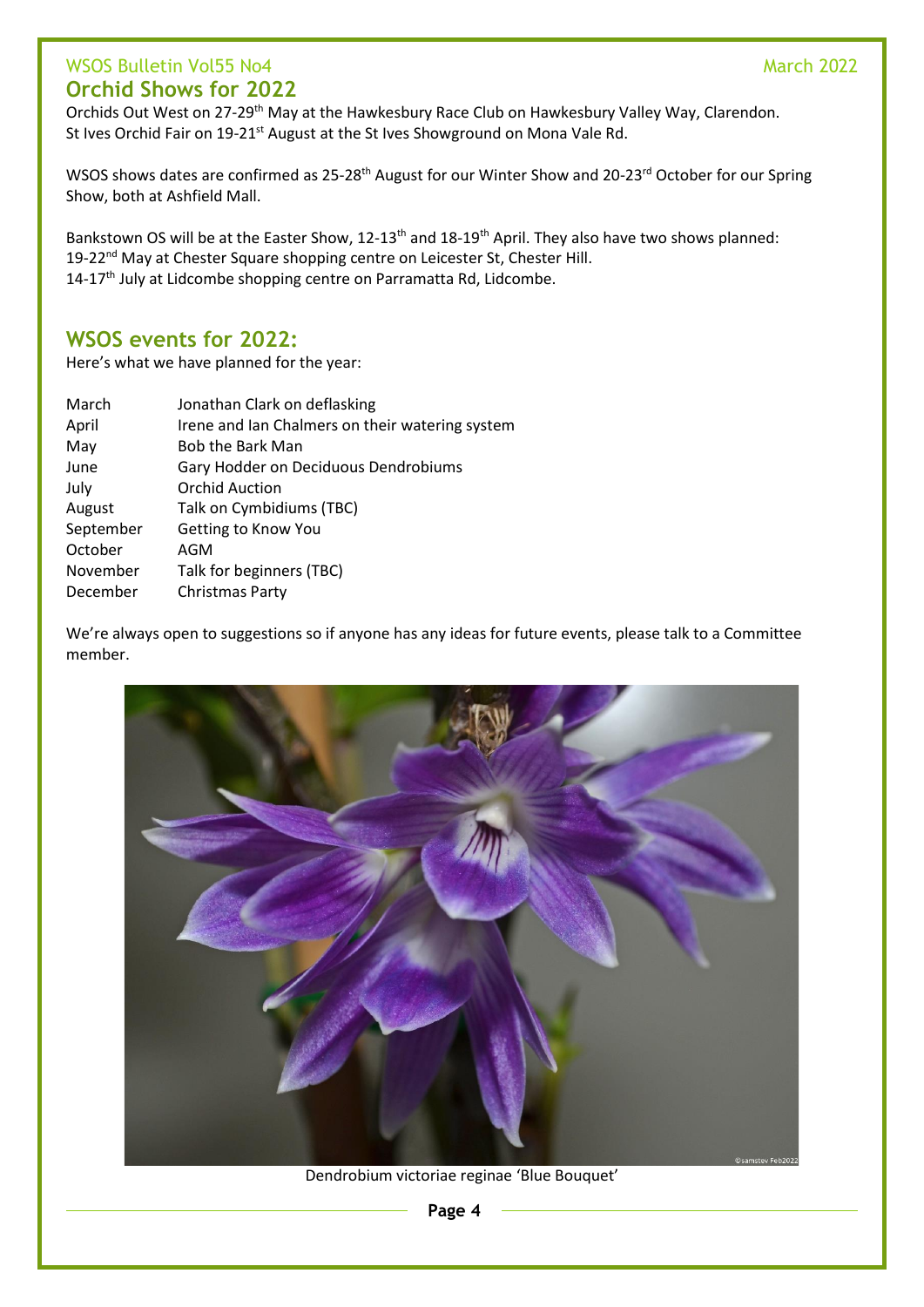## Orchid Shows for 2022

Orchids Out West on 27-29th May at the Hawkesbury Race Club on Hawkesbury Valley Way, Clarendon.
St Ives Orchid Fair on 19-21st August at the St Ives Showground on Mona Vale Rd.

WSOS shows dates are confirmed as 25-28th August for our Winter Show and 20-23rd October for our Spring Show, both at Ashfield Mall.

Bankstown OS will be at the Easter Show, 12-13th and 18-19th April. They also have two shows planned:
19-22nd May at Chester Square shopping centre on Leicester St, Chester Hill.
14-17th July at Lidcombe shopping centre on Parramatta Rd, Lidcombe.

## WSOS events for 2022:

Here's what we have planned for the year:

| | |
|---|---|
| March | Jonathan Clark on deflasking |
| April | Irene and Ian Chalmers on their watering system |
| May | Bob the Bark Man |
| June | Gary Hodder on Deciduous Dendrobiums |
| July | Orchid Auction |
| August | Talk on Cymbidiums (TBC) |
| September | Getting to Know You |
| October | AGM |
| November | Talk for beginners (TBC) |
| December | Christmas Party |

We're always open to suggestions so if anyone has any ideas for future events, please talk to a Committee member.

Dendrobium victoriae reginae 'Blue Bouquet'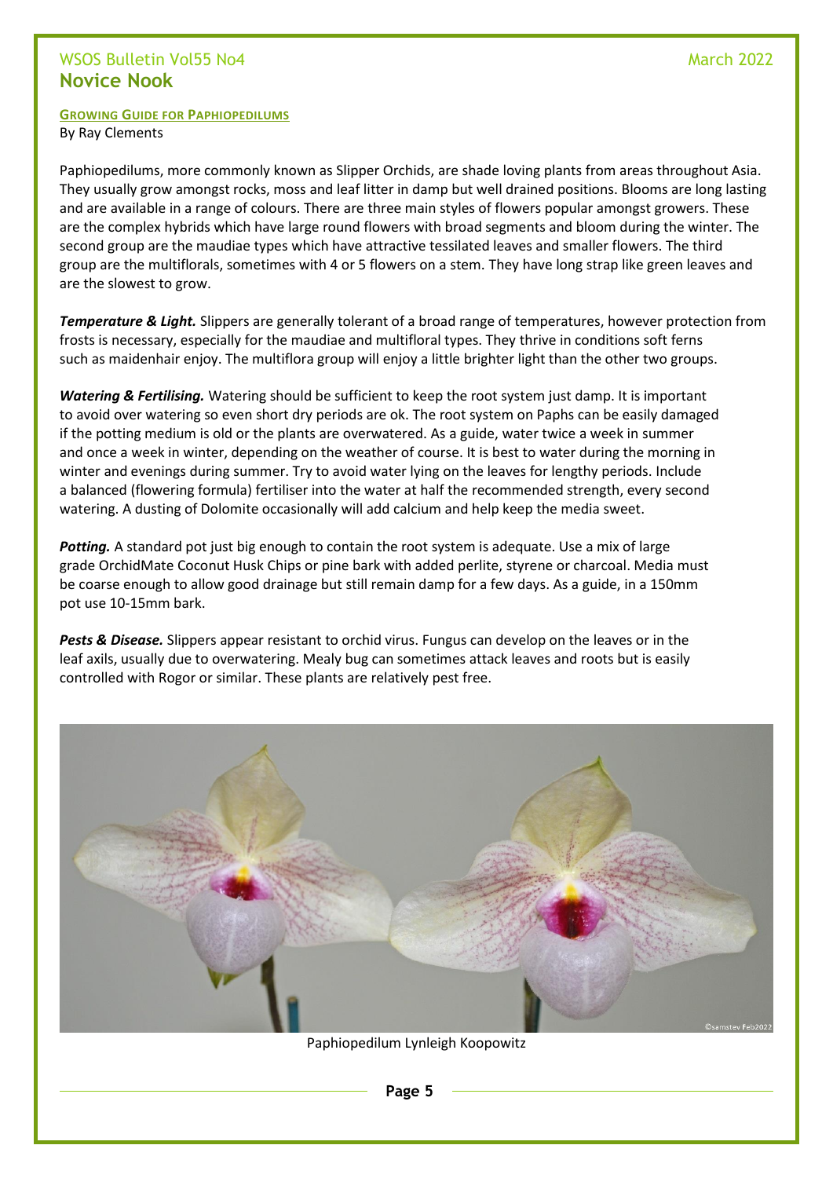## Novice Nook

### GROWING GUIDE FOR PAPHIOPEDILUMS

By Ray Clements

Paphiopedilums, more commonly known as Slipper Orchids, are shade loving plants from areas throughout Asia. They usually grow amongst rocks, moss and leaf litter in damp but well drained positions. Blooms are long lasting and are available in a range of colours. There are three main styles of flowers popular amongst growers. These are the complex hybrids which have large round flowers with broad segments and bloom during the winter. The second group are the maudiae types which have attractive tessilated leaves and smaller flowers. The third group are the multiflorals, sometimes with 4 or 5 flowers on a stem. They have long strap like green leaves and are the slowest to grow.

***Temperature & Light.*** Slippers are generally tolerant of a broad range of temperatures, however protection from frosts is necessary, especially for the maudiae and multifloral types. They thrive in conditions soft ferns such as maidenhair enjoy. The multiflora group will enjoy a little brighter light than the other two groups.

***Watering & Fertilising.*** Watering should be sufficient to keep the root system just damp. It is important to avoid over watering so even short dry periods are ok. The root system on Paphs can be easily damaged if the potting medium is old or the plants are overwatered. As a guide, water twice a week in summer and once a week in winter, depending on the weather of course. It is best to water during the morning in winter and evenings during summer. Try to avoid water lying on the leaves for lengthy periods. Include a balanced (flowering formula) fertiliser into the water at half the recommended strength, every second watering. A dusting of Dolomite occasionally will add calcium and help keep the media sweet.

***Potting.*** A standard pot just big enough to contain the root system is adequate. Use a mix of large grade OrchidMate Coconut Husk Chips or pine bark with added perlite, styrene or charcoal. Media must be coarse enough to allow good drainage but still remain damp for a few days. As a guide, in a 150mm pot use 10-15mm bark.

***Pests & Disease.*** Slippers appear resistant to orchid virus. Fungus can develop on the leaves or in the leaf axils, usually due to overwatering. Mealy bug can sometimes attack leaves and roots but is easily controlled with Rogor or similar. These plants are relatively pest free.

Paphiopedilum Lynleigh Koopowitz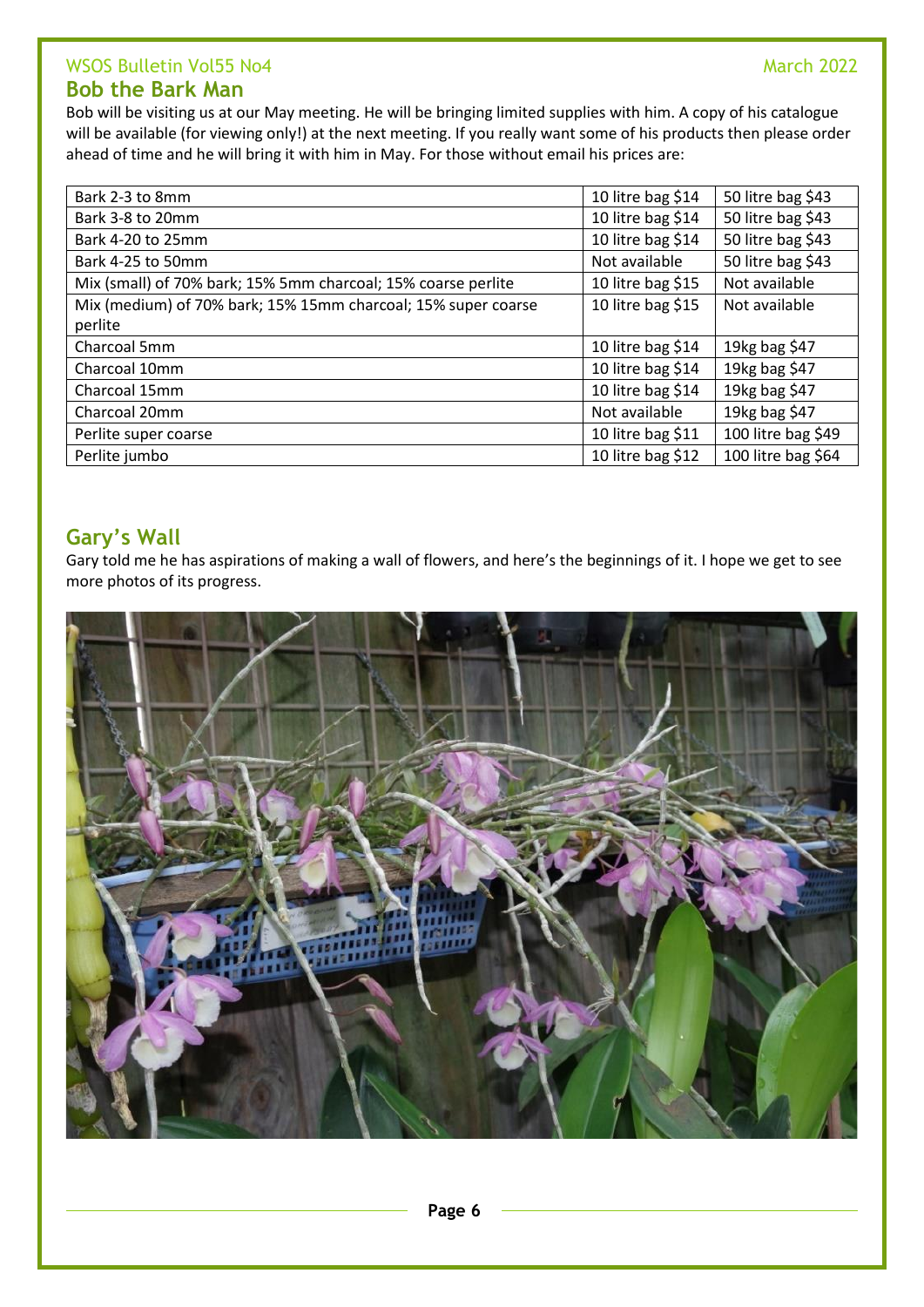## Bob the Bark Man

Bob will be visiting us at our May meeting. He will be bringing limited supplies with him. A copy of his catalogue will be available (for viewing only!) at the next meeting. If you really want some of his products then please order ahead of time and he will bring it with him in May. For those without email his prices are:

| | | |
|---|---|---|
| Bark 2-3 to 8mm | 10 litre bag $14 | 50 litre bag $43 |
| Bark 3-8 to 20mm | 10 litre bag $14 | 50 litre bag $43 |
| Bark 4-20 to 25mm | 10 litre bag $14 | 50 litre bag $43 |
| Bark 4-25 to 50mm | Not available | 50 litre bag $43 |
| Mix (small) of 70% bark; 15% 5mm charcoal; 15% coarse perlite | 10 litre bag $15 | Not available |
| Mix (medium) of 70% bark; 15% 15mm charcoal; 15% super coarse perlite | 10 litre bag $15 | Not available |
| Charcoal 5mm | 10 litre bag $14 | 19kg bag $47 |
| Charcoal 10mm | 10 litre bag $14 | 19kg bag $47 |
| Charcoal 15mm | 10 litre bag $14 | 19kg bag $47 |
| Charcoal 20mm | Not available | 19kg bag $47 |
| Perlite super coarse | 10 litre bag $11 | 100 litre bag $49 |
| Perlite jumbo | 10 litre bag $12 | 100 litre bag $64 |

## Gary's Wall

Gary told me he has aspirations of making a wall of flowers, and here's the beginnings of it. I hope we get to see more photos of its progress.